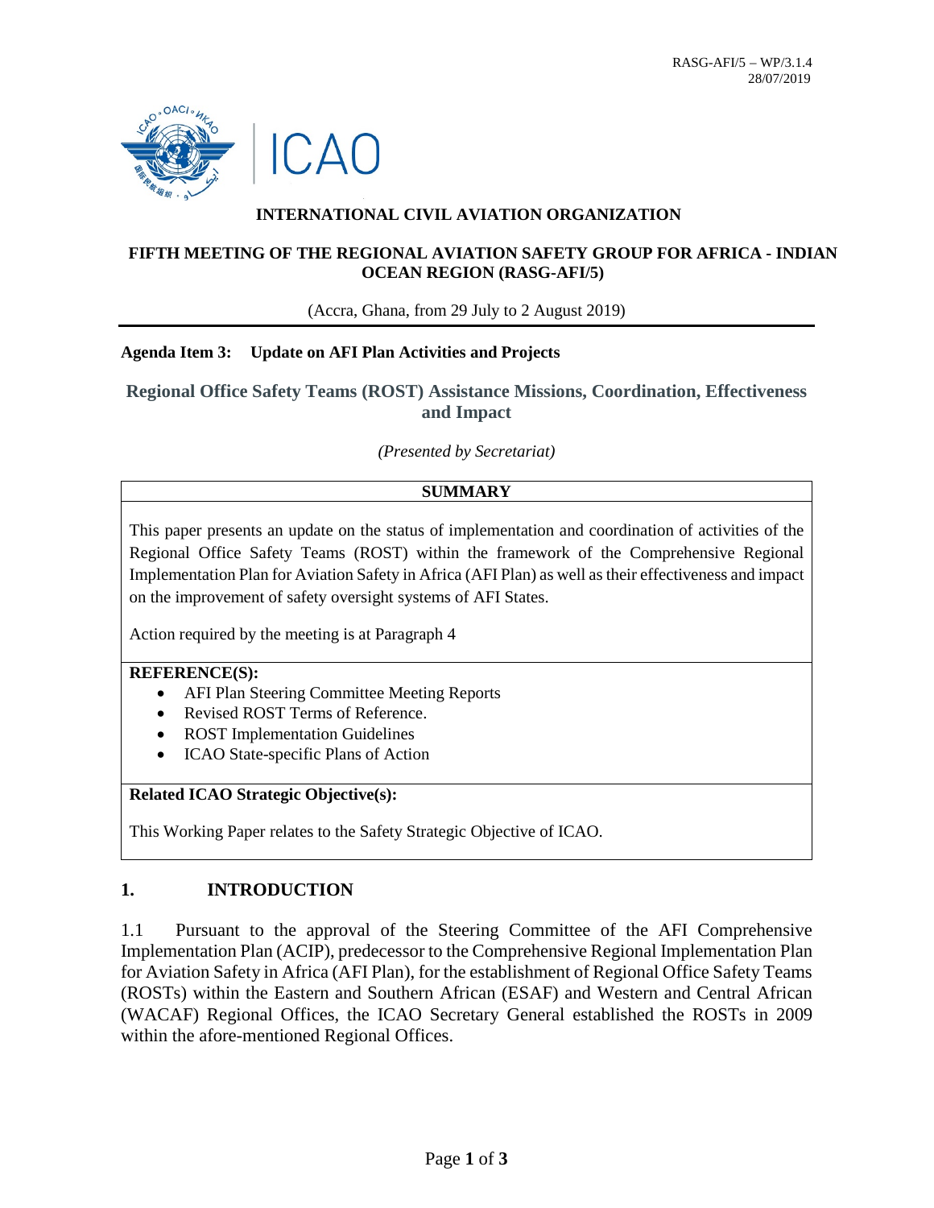RASG-AFI/5 – WP/3.1.4
28/07/2019

ICAO

**INTERNATIONAL CIVIL AVIATION ORGANIZATION**

**FIFTH MEETING OF THE REGIONAL AVIATION SAFETY GROUP FOR AFRICA - INDIAN OCEAN REGION (RASG-AFI/5)**

(Accra, Ghana, from 29 July to 2 August 2019)

**Agenda Item 3: Update on AFI Plan Activities and Projects**

## Regional Office Safety Teams (ROST) Assistance Missions, Coordination, Effectiveness and Impact

*(Presented by Secretariat)*

| **SUMMARY** |
| --- |
| This paper presents an update on the status of implementation and coordination of activities of the Regional Office Safety Teams (ROST) within the framework of the Comprehensive Regional Implementation Plan for Aviation Safety in Africa (AFI Plan) as well as their effectiveness and impact on the improvement of safety oversight systems of AFI States.<br><br>Action required by the meeting is at Paragraph 4 |
| **REFERENCE(S):**<br>• AFI Plan Steering Committee Meeting Reports<br>• Revised ROST Terms of Reference.<br>• ROST Implementation Guidelines<br>• ICAO State-specific Plans of Action |
| **Related ICAO Strategic Objective(s):**<br><br>This Working Paper relates to the Safety Strategic Objective of ICAO. |

## 1. INTRODUCTION

1.1 Pursuant to the approval of the Steering Committee of the AFI Comprehensive Implementation Plan (ACIP), predecessor to the Comprehensive Regional Implementation Plan for Aviation Safety in Africa (AFI Plan), for the establishment of Regional Office Safety Teams (ROSTs) within the Eastern and Southern African (ESAF) and Western and Central African (WACAF) Regional Offices, the ICAO Secretary General established the ROSTs in 2009 within the afore-mentioned Regional Offices.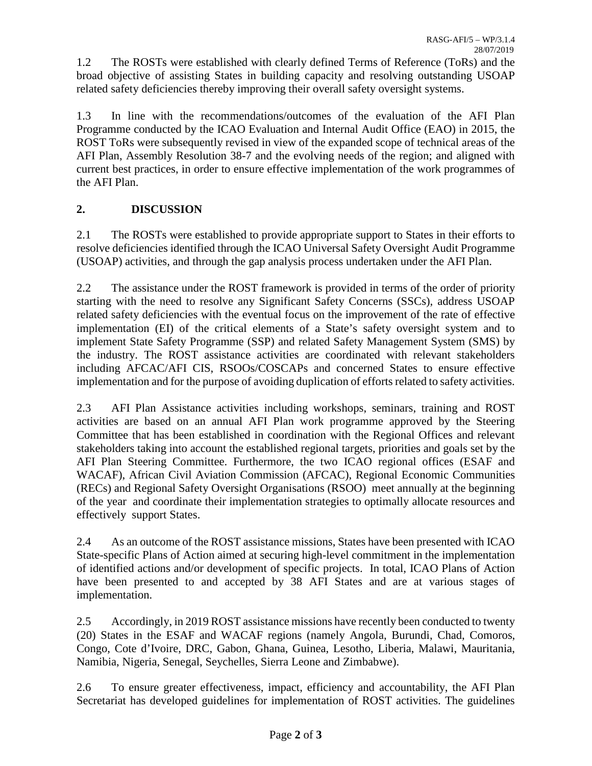1.2 The ROSTs were established with clearly defined Terms of Reference (ToRs) and the broad objective of assisting States in building capacity and resolving outstanding USOAP related safety deficiencies thereby improving their overall safety oversight systems.

1.3 In line with the recommendations/outcomes of the evaluation of the AFI Plan Programme conducted by the ICAO Evaluation and Internal Audit Office (EAO) in 2015, the ROST ToRs were subsequently revised in view of the expanded scope of technical areas of the AFI Plan, Assembly Resolution 38-7 and the evolving needs of the region; and aligned with current best practices, in order to ensure effective implementation of the work programmes of the AFI Plan.

## 2. DISCUSSION

2.1 The ROSTs were established to provide appropriate support to States in their efforts to resolve deficiencies identified through the ICAO Universal Safety Oversight Audit Programme (USOAP) activities, and through the gap analysis process undertaken under the AFI Plan.

2.2 The assistance under the ROST framework is provided in terms of the order of priority starting with the need to resolve any Significant Safety Concerns (SSCs), address USOAP related safety deficiencies with the eventual focus on the improvement of the rate of effective implementation (EI) of the critical elements of a State's safety oversight system and to implement State Safety Programme (SSP) and related Safety Management System (SMS) by the industry. The ROST assistance activities are coordinated with relevant stakeholders including AFCAC/AFI CIS, RSOOs/COSCAPs and concerned States to ensure effective implementation and for the purpose of avoiding duplication of efforts related to safety activities.

2.3 AFI Plan Assistance activities including workshops, seminars, training and ROST activities are based on an annual AFI Plan work programme approved by the Steering Committee that has been established in coordination with the Regional Offices and relevant stakeholders taking into account the established regional targets, priorities and goals set by the AFI Plan Steering Committee. Furthermore, the two ICAO regional offices (ESAF and WACAF), African Civil Aviation Commission (AFCAC), Regional Economic Communities (RECs) and Regional Safety Oversight Organisations (RSOO) meet annually at the beginning of the year and coordinate their implementation strategies to optimally allocate resources and effectively support States.

2.4 As an outcome of the ROST assistance missions, States have been presented with ICAO State-specific Plans of Action aimed at securing high-level commitment in the implementation of identified actions and/or development of specific projects. In total, ICAO Plans of Action have been presented to and accepted by 38 AFI States and are at various stages of implementation.

2.5 Accordingly, in 2019 ROST assistance missions have recently been conducted to twenty (20) States in the ESAF and WACAF regions (namely Angola, Burundi, Chad, Comoros, Congo, Cote d'Ivoire, DRC, Gabon, Ghana, Guinea, Lesotho, Liberia, Malawi, Mauritania, Namibia, Nigeria, Senegal, Seychelles, Sierra Leone and Zimbabwe).

2.6 To ensure greater effectiveness, impact, efficiency and accountability, the AFI Plan Secretariat has developed guidelines for implementation of ROST activities. The guidelines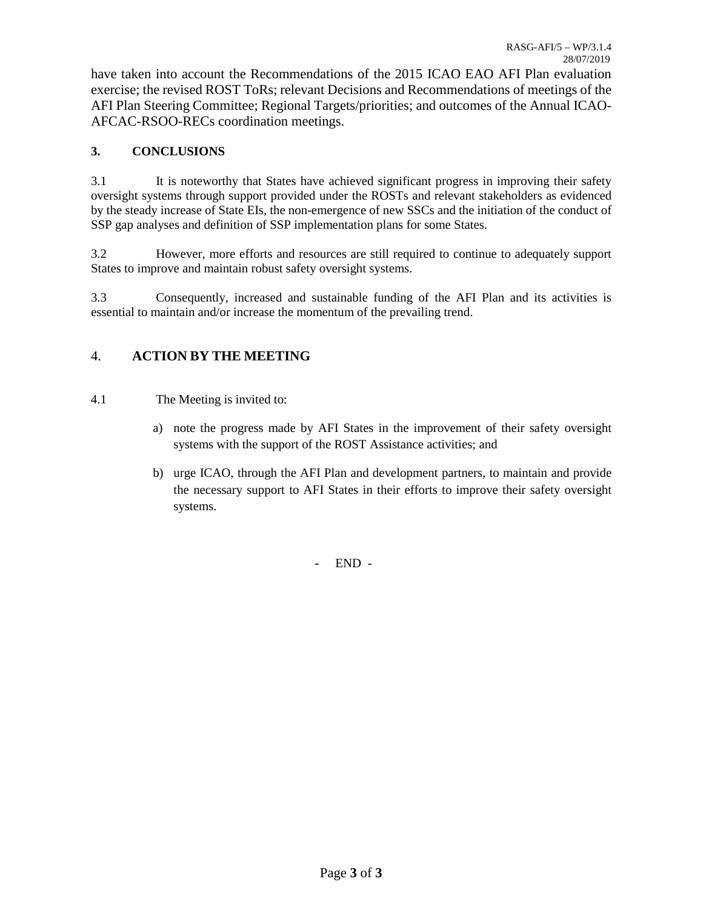have taken into account the Recommendations of the 2015 ICAO EAO AFI Plan evaluation exercise; the revised ROST ToRs; relevant Decisions and Recommendations of meetings of the AFI Plan Steering Committee; Regional Targets/priorities; and outcomes of the Annual ICAO-AFCAC-RSOO-RECs coordination meetings.

## 3. CONCLUSIONS

3.1 It is noteworthy that States have achieved significant progress in improving their safety oversight systems through support provided under the ROSTs and relevant stakeholders as evidenced by the steady increase of State EIs, the non-emergence of new SSCs and the initiation of the conduct of SSP gap analyses and definition of SSP implementation plans for some States.

3.2 However, more efforts and resources are still required to continue to adequately support States to improve and maintain robust safety oversight systems.

3.3 Consequently, increased and sustainable funding of the AFI Plan and its activities is essential to maintain and/or increase the momentum of the prevailing trend.

## 4. ACTION BY THE MEETING

4.1 The Meeting is invited to:

a) note the progress made by AFI States in the improvement of their safety oversight systems with the support of the ROST Assistance activities; and

b) urge ICAO, through the AFI Plan and development partners, to maintain and provide the necessary support to AFI States in their efforts to improve their safety oversight systems.

- END -